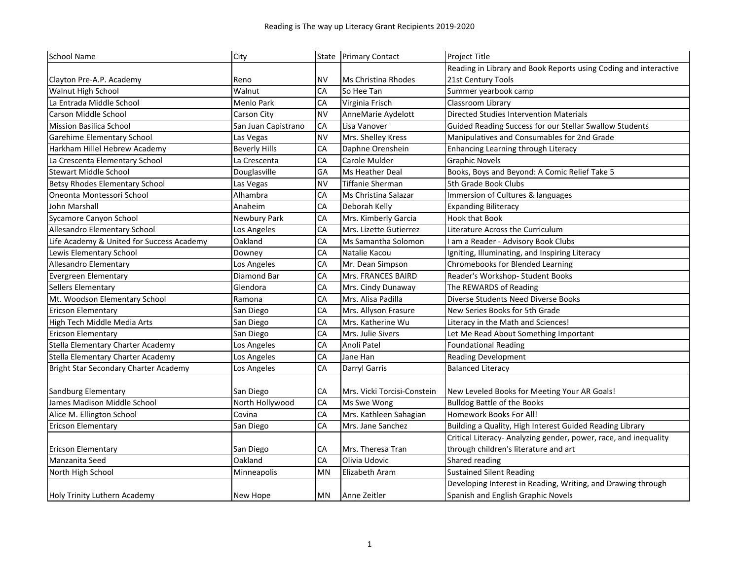# Reading is The way up Literacy Grant Recipients 2019-2020

| School Name | City | State | Primary Contact | Project Title |
|---|---|---|---|---|
| Clayton Pre-A.P. Academy | Reno | NV | Ms Christina Rhodes | Reading in Library and Book Reports using Coding and interactive 21st Century Tools |
| Walnut High School | Walnut | CA | So Hee Tan | Summer yearbook camp |
| La Entrada Middle School | Menlo Park | CA | Virginia Frisch | Classroom Library |
| Carson Middle School | Carson City | NV | AnneMarie Aydelott | Directed Studies Intervention Materials |
| Mission Basilica School | San Juan Capistrano | CA | Lisa Vanover | Guided Reading Success for our Stellar Swallow Students |
| Garehime Elementary School | Las Vegas | NV | Mrs. Shelley Kress | Manipulatives and Consumables for 2nd Grade |
| Harkham Hillel Hebrew Academy | Beverly Hills | CA | Daphne Orenshein | Enhancing Learning through Literacy |
| La Crescenta Elementary School | La Crescenta | CA | Carole Mulder | Graphic Novels |
| Stewart Middle School | Douglasville | GA | Ms Heather Deal | Books, Boys and Beyond: A Comic Relief Take 5 |
| Betsy Rhodes Elementary School | Las Vegas | NV | Tiffanie Sherman | 5th Grade Book Clubs |
| Oneonta Montessori School | Alhambra | CA | Ms Christina Salazar | Immersion of Cultures & languages |
| John Marshall | Anaheim | CA | Deborah Kelly | Expanding Biliteracy |
| Sycamore Canyon School | Newbury Park | CA | Mrs. Kimberly Garcia | Hook that Book |
| Allesandro Elementary School | Los Angeles | CA | Mrs. Lizette Gutierrez | Literature Across the Curriculum |
| Life Academy & United for Success Academy | Oakland | CA | Ms Samantha Solomon | I am a Reader - Advisory Book Clubs |
| Lewis Elementary School | Downey | CA | Natalie Kacou | Igniting, Illuminating, and Inspiring Literacy |
| Allesandro Elementary | Los Angeles | CA | Mr. Dean Simpson | Chromebooks for Blended Learning |
| Evergreen Elementary | Diamond Bar | CA | Mrs. FRANCES BAIRD | Reader's Workshop- Student Books |
| Sellers Elementary | Glendora | CA | Mrs. Cindy Dunaway | The REWARDS of Reading |
| Mt. Woodson Elementary School | Ramona | CA | Mrs. Alisa Padilla | Diverse Students Need Diverse Books |
| Ericson Elementary | San Diego | CA | Mrs. Allyson Frasure | New Series Books for 5th Grade |
| High Tech Middle Media Arts | San Diego | CA | Mrs. Katherine Wu | Literacy in the Math and Sciences! |
| Ericson Elementary | San Diego | CA | Mrs. Julie Sivers | Let Me Read About Something Important |
| Stella Elementary Charter Academy | Los Angeles | CA | Anoli Patel | Foundational Reading |
| Stella Elementary Charter Academy | Los Angeles | CA | Jane Han | Reading Development |
| Bright Star Secondary Charter Academy | Los Angeles | CA | Darryl Garris | Balanced Literacy |
| Sandburg Elementary | San Diego | CA | Mrs. Vicki Torcisi-Constein | New Leveled Books for Meeting Your AR Goals! |
| James Madison Middle School | North Hollywood | CA | Ms Swe Wong | Bulldog Battle of the Books |
| Alice M. Ellington School | Covina | CA | Mrs. Kathleen Sahagian | Homework Books For All! |
| Ericson Elementary | San Diego | CA | Mrs. Jane Sanchez | Building a Quality, High Interest Guided Reading Library |
| Ericson Elementary | San Diego | CA | Mrs. Theresa Tran | Critical Literacy- Analyzing gender, power, race, and inequality through children's literature and art |
| Manzanita Seed | Oakland | CA | Olivia Udovic | Shared reading |
| North High School | Minneapolis | MN | Elizabeth Aram | Sustained Silent Reading |
| Holy Trinity Luthern Academy | New Hope | MN | Anne Zeitler | Developing Interest in Reading, Writing, and Drawing through Spanish and English Graphic Novels |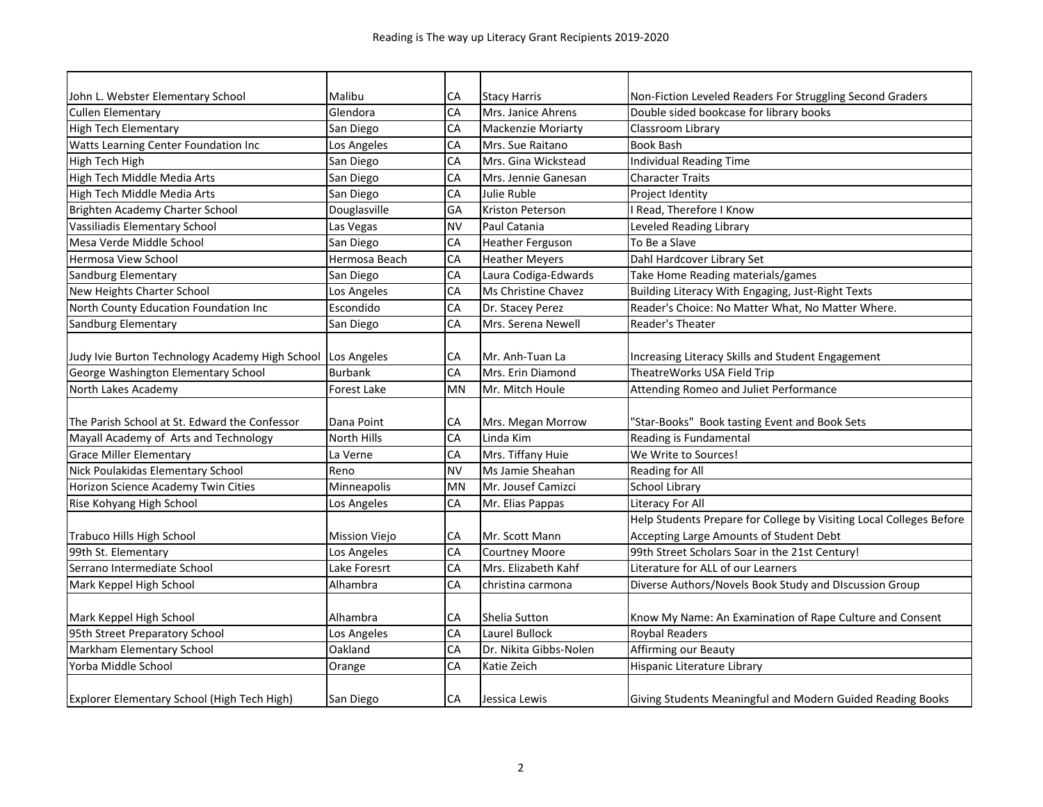Reading is The way up Literacy Grant Recipients 2019-2020

| | | | | |
|---|---|---|---|---|
| John L. Webster Elementary School | Malibu | CA | Stacy Harris | Non-Fiction Leveled Readers For Struggling Second Graders |
| Cullen Elementary | Glendora | CA | Mrs. Janice Ahrens | Double sided bookcase for library books |
| High Tech Elementary | San Diego | CA | Mackenzie Moriarty | Classroom Library |
| Watts Learning Center Foundation Inc | Los Angeles | CA | Mrs. Sue Raitano | Book Bash |
| High Tech High | San Diego | CA | Mrs. Gina Wickstead | Individual Reading Time |
| High Tech Middle Media Arts | San Diego | CA | Mrs. Jennie Ganesan | Character Traits |
| High Tech Middle Media Arts | San Diego | CA | Julie Ruble | Project Identity |
| Brighten Academy Charter School | Douglasville | GA | Kriston Peterson | I Read, Therefore I Know |
| Vassiliadis Elementary School | Las Vegas | NV | Paul Catania | Leveled Reading Library |
| Mesa Verde Middle School | San Diego | CA | Heather Ferguson | To Be a Slave |
| Hermosa View School | Hermosa Beach | CA | Heather Meyers | Dahl Hardcover Library Set |
| Sandburg Elementary | San Diego | CA | Laura Codiga-Edwards | Take Home Reading materials/games |
| New Heights Charter School | Los Angeles | CA | Ms Christine Chavez | Building Literacy With Engaging, Just-Right Texts |
| North County Education Foundation Inc | Escondido | CA | Dr. Stacey Perez | Reader's Choice: No Matter What, No Matter Where. |
| Sandburg Elementary | San Diego | CA | Mrs. Serena Newell | Reader's Theater |
| Judy Ivie Burton Technology Academy High School | Los Angeles | CA | Mr. Anh-Tuan La | Increasing Literacy Skills and Student Engagement |
| George Washington Elementary School | Burbank | CA | Mrs. Erin Diamond | TheatreWorks USA Field Trip |
| North Lakes Academy | Forest Lake | MN | Mr. Mitch Houle | Attending Romeo and Juliet Performance |
| The Parish School at St. Edward the Confessor | Dana Point | CA | Mrs. Megan Morrow | "Star-Books" Book tasting Event and Book Sets |
| Mayall Academy of Arts and Technology | North Hills | CA | Linda Kim | Reading is Fundamental |
| Grace Miller Elementary | La Verne | CA | Mrs. Tiffany Huie | We Write to Sources! |
| Nick Poulakidas Elementary School | Reno | NV | Ms Jamie Sheahan | Reading for All |
| Horizon Science Academy Twin Cities | Minneapolis | MN | Mr. Jousef Camizci | School Library |
| Rise Kohyang High School | Los Angeles | CA | Mr. Elias Pappas | Literacy For All |
| Trabuco Hills High School | Mission Viejo | CA | Mr. Scott Mann | Help Students Prepare for College by Visiting Local Colleges Before Accepting Large Amounts of Student Debt |
| 99th St. Elementary | Los Angeles | CA | Courtney Moore | 99th Street Scholars Soar in the 21st Century! |
| Serrano Intermediate School | Lake Foresrt | CA | Mrs. Elizabeth Kahf | Literature for ALL of our Learners |
| Mark Keppel High School | Alhambra | CA | christina carmona | Diverse Authors/Novels Book Study and DIscussion Group |
| Mark Keppel High School | Alhambra | CA | Shelia Sutton | Know My Name: An Examination of Rape Culture and Consent |
| 95th Street Preparatory School | Los Angeles | CA | Laurel Bullock | Roybal Readers |
| Markham Elementary School | Oakland | CA | Dr. Nikita Gibbs-Nolen | Affirming our Beauty |
| Yorba Middle School | Orange | CA | Katie Zeich | Hispanic Literature Library |
| Explorer Elementary School (High Tech High) | San Diego | CA | Jessica Lewis | Giving Students Meaningful and Modern Guided Reading Books |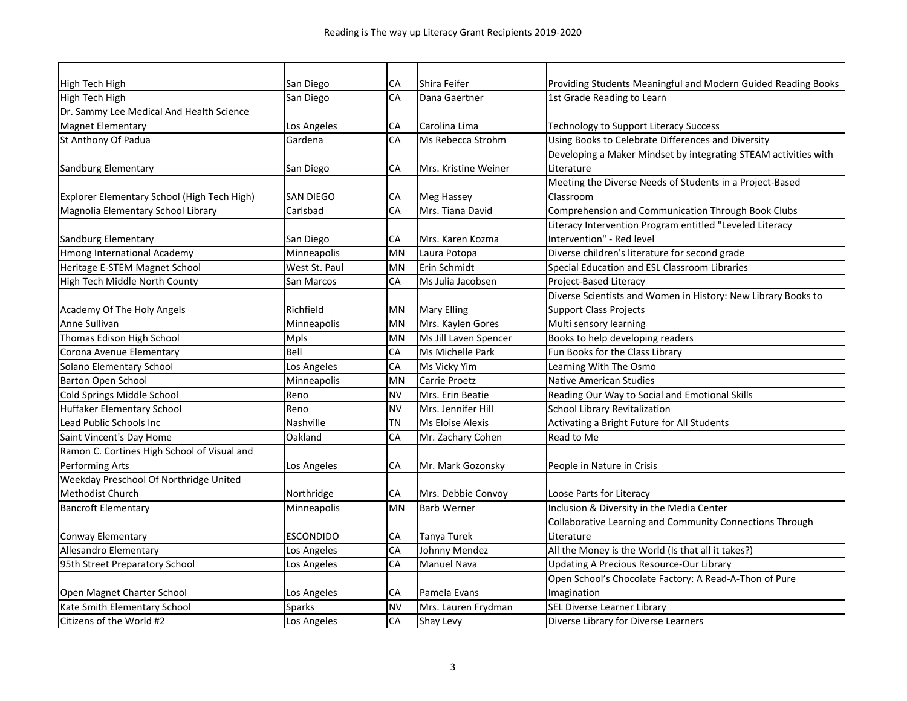Reading is The way up Literacy Grant Recipients 2019-2020

| | | | | |
|---|---|---|---|---|
| High Tech High | San Diego | CA | Shira Feifer | Providing Students Meaningful and Modern Guided Reading Books |
| High Tech High | San Diego | CA | Dana Gaertner | 1st Grade Reading to Learn |
| Dr. Sammy Lee Medical And Health Science Magnet Elementary | Los Angeles | CA | Carolina Lima | Technology to Support Literacy Success |
| St Anthony Of Padua | Gardena | CA | Ms Rebecca Strohm | Using Books to Celebrate Differences and Diversity |
| Sandburg Elementary | San Diego | CA | Mrs. Kristine Weiner | Developing a Maker Mindset by integrating STEAM activities with Literature |
| Explorer Elementary School (High Tech High) | SAN DIEGO | CA | Meg Hassey | Meeting the Diverse Needs of Students in a Project-Based Classroom |
| Magnolia Elementary School Library | Carlsbad | CA | Mrs. Tiana David | Comprehension and Communication Through Book Clubs |
| Sandburg Elementary | San Diego | CA | Mrs. Karen Kozma | Literacy Intervention Program entitled "Leveled Literacy Intervention" - Red level |
| Hmong International Academy | Minneapolis | MN | Laura Potopa | Diverse children's literature for second grade |
| Heritage E-STEM Magnet School | West St. Paul | MN | Erin Schmidt | Special Education and ESL Classroom Libraries |
| High Tech Middle North County | San Marcos | CA | Ms Julia Jacobsen | Project-Based Literacy |
| Academy Of The Holy Angels | Richfield | MN | Mary Elling | Diverse Scientists and Women in History: New Library Books to Support Class Projects |
| Anne Sullivan | Minneapolis | MN | Mrs. Kaylen Gores | Multi sensory learning |
| Thomas Edison High School | Mpls | MN | Ms Jill Laven Spencer | Books to help developing readers |
| Corona Avenue Elementary | Bell | CA | Ms Michelle Park | Fun Books for the Class Library |
| Solano Elementary School | Los Angeles | CA | Ms Vicky Yim | Learning With The Osmo |
| Barton Open School | Minneapolis | MN | Carrie Proetz | Native American Studies |
| Cold Springs Middle School | Reno | NV | Mrs. Erin Beatie | Reading Our Way to Social and Emotional Skills |
| Huffaker Elementary School | Reno | NV | Mrs. Jennifer Hill | School Library Revitalization |
| Lead Public Schools Inc | Nashville | TN | Ms Eloise Alexis | Activating a Bright Future for All Students |
| Saint Vincent's Day Home | Oakland | CA | Mr. Zachary Cohen | Read to Me |
| Ramon C. Cortines High School of Visual and Performing Arts | Los Angeles | CA | Mr. Mark Gozonsky | People in Nature in Crisis |
| Weekday Preschool Of Northridge United Methodist Church | Northridge | CA | Mrs. Debbie Convoy | Loose Parts for Literacy |
| Bancroft Elementary | Minneapolis | MN | Barb Werner | Inclusion & Diversity in the Media Center |
| Conway Elementary | ESCONDIDO | CA | Tanya Turek | Collaborative Learning and Community Connections Through Literature |
| Allesandro Elementary | Los Angeles | CA | Johnny Mendez | All the Money is the World (Is that all it takes?) |
| 95th Street Preparatory School | Los Angeles | CA | Manuel Nava | Updating A Precious Resource-Our Library |
| Open Magnet Charter School | Los Angeles | CA | Pamela Evans | Open School's Chocolate Factory: A Read-A-Thon of Pure Imagination |
| Kate Smith Elementary School | Sparks | NV | Mrs. Lauren Frydman | SEL Diverse Learner Library |
| Citizens of the World #2 | Los Angeles | CA | Shay Levy | Diverse Library for Diverse Learners |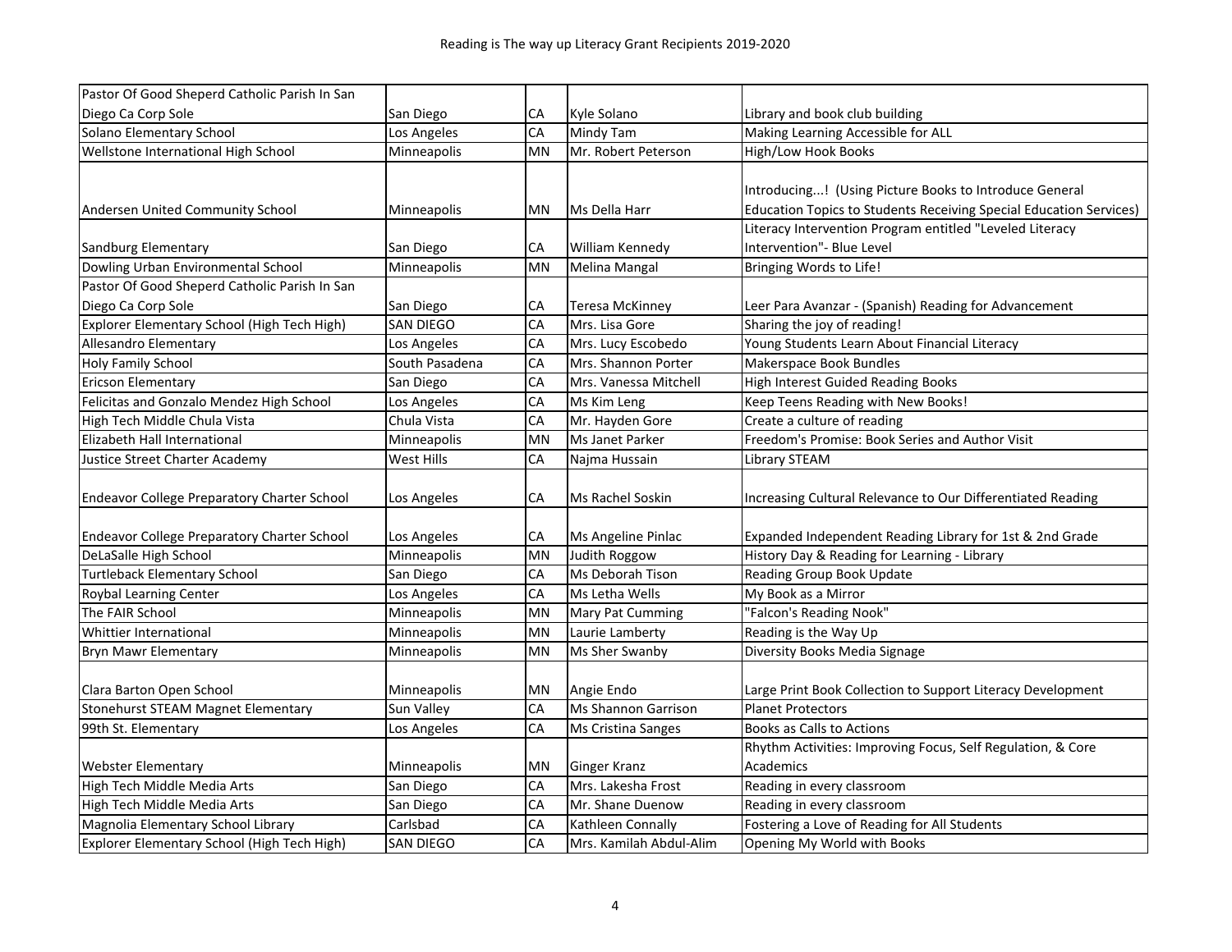| | | | | |
|---|---|---|---|---|
| Pastor Of Good Sheperd Catholic Parish In San Diego Ca Corp Sole | San Diego | CA | Kyle Solano | Library and book club building |
| Solano Elementary School | Los Angeles | CA | Mindy Tam | Making Learning Accessible for ALL |
| Wellstone International High School | Minneapolis | MN | Mr. Robert Peterson | High/Low Hook Books |
| Andersen United Community School | Minneapolis | MN | Ms Della Harr | Introducing...! (Using Picture Books to Introduce General Education Topics to Students Receiving Special Education Services) |
| Sandburg Elementary | San Diego | CA | William Kennedy | Literacy Intervention Program entitled "Leveled Literacy Intervention"- Blue Level |
| Dowling Urban Environmental School | Minneapolis | MN | Melina Mangal | Bringing Words to Life! |
| Pastor Of Good Sheperd Catholic Parish In San Diego Ca Corp Sole | San Diego | CA | Teresa McKinney | Leer Para Avanzar - (Spanish) Reading for Advancement |
| Explorer Elementary School (High Tech High) | SAN DIEGO | CA | Mrs. Lisa Gore | Sharing the joy of reading! |
| Allesandro Elementary | Los Angeles | CA | Mrs. Lucy Escobedo | Young Students Learn About Financial Literacy |
| Holy Family School | South Pasadena | CA | Mrs. Shannon Porter | Makerspace Book Bundles |
| Ericson Elementary | San Diego | CA | Mrs. Vanessa Mitchell | High Interest Guided Reading Books |
| Felicitas and Gonzalo Mendez High School | Los Angeles | CA | Ms Kim Leng | Keep Teens Reading with New Books! |
| High Tech Middle Chula Vista | Chula Vista | CA | Mr. Hayden Gore | Create a culture of reading |
| Elizabeth Hall International | Minneapolis | MN | Ms Janet Parker | Freedom's Promise: Book Series and Author Visit |
| Justice Street Charter Academy | West Hills | CA | Najma Hussain | Library STEAM |
| Endeavor College Preparatory Charter School | Los Angeles | CA | Ms Rachel Soskin | Increasing Cultural Relevance to Our Differentiated Reading |
| Endeavor College Preparatory Charter School | Los Angeles | CA | Ms Angeline Pinlac | Expanded Independent Reading Library for 1st & 2nd Grade |
| DeLaSalle High School | Minneapolis | MN | Judith Roggow | History Day & Reading for Learning - Library |
| Turtleback Elementary School | San Diego | CA | Ms Deborah Tison | Reading Group Book Update |
| Roybal Learning Center | Los Angeles | CA | Ms Letha Wells | My Book as a Mirror |
| The FAIR School | Minneapolis | MN | Mary Pat Cumming | "Falcon's Reading Nook" |
| Whittier International | Minneapolis | MN | Laurie Lamberty | Reading is the Way Up |
| Bryn Mawr Elementary | Minneapolis | MN | Ms Sher Swanby | Diversity Books Media Signage |
| Clara Barton Open School | Minneapolis | MN | Angie Endo | Large Print Book Collection to Support Literacy Development |
| Stonehurst STEAM Magnet Elementary | Sun Valley | CA | Ms Shannon Garrison | Planet Protectors |
| 99th St. Elementary | Los Angeles | CA | Ms Cristina Sanges | Books as Calls to Actions |
| Webster Elementary | Minneapolis | MN | Ginger Kranz | Rhythm Activities: Improving Focus, Self Regulation, & Core Academics |
| High Tech Middle Media Arts | San Diego | CA | Mrs. Lakesha Frost | Reading in every classroom |
| High Tech Middle Media Arts | San Diego | CA | Mr. Shane Duenow | Reading in every classroom |
| Magnolia Elementary School Library | Carlsbad | CA | Kathleen Connally | Fostering a Love of Reading for All Students |
| Explorer Elementary School (High Tech High) | SAN DIEGO | CA | Mrs. Kamilah Abdul-Alim | Opening My World with Books |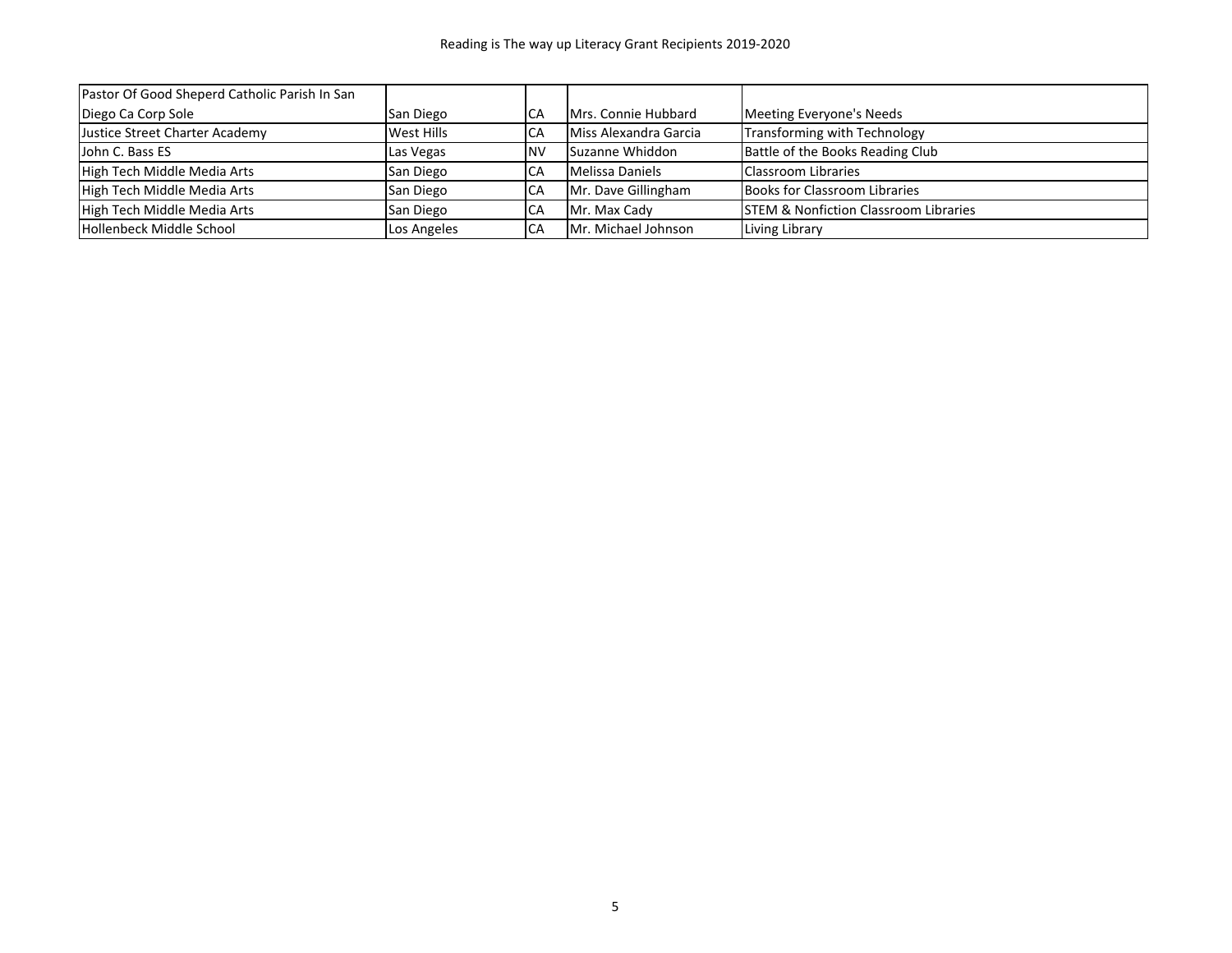Reading is The way up Literacy Grant Recipients 2019-2020

| | | | | |
|---|---|---|---|---|
| Pastor Of Good Sheperd Catholic Parish In San Diego Ca Corp Sole | San Diego | CA | Mrs. Connie Hubbard | Meeting Everyone's Needs |
| Justice Street Charter Academy | West Hills | CA | Miss Alexandra Garcia | Transforming with Technology |
| John C. Bass ES | Las Vegas | NV | Suzanne Whiddon | Battle of the Books Reading Club |
| High Tech Middle Media Arts | San Diego | CA | Melissa Daniels | Classroom Libraries |
| High Tech Middle Media Arts | San Diego | CA | Mr. Dave Gillingham | Books for Classroom Libraries |
| High Tech Middle Media Arts | San Diego | CA | Mr. Max Cady | STEM & Nonfiction Classroom Libraries |
| Hollenbeck Middle School | Los Angeles | CA | Mr. Michael Johnson | Living Library |